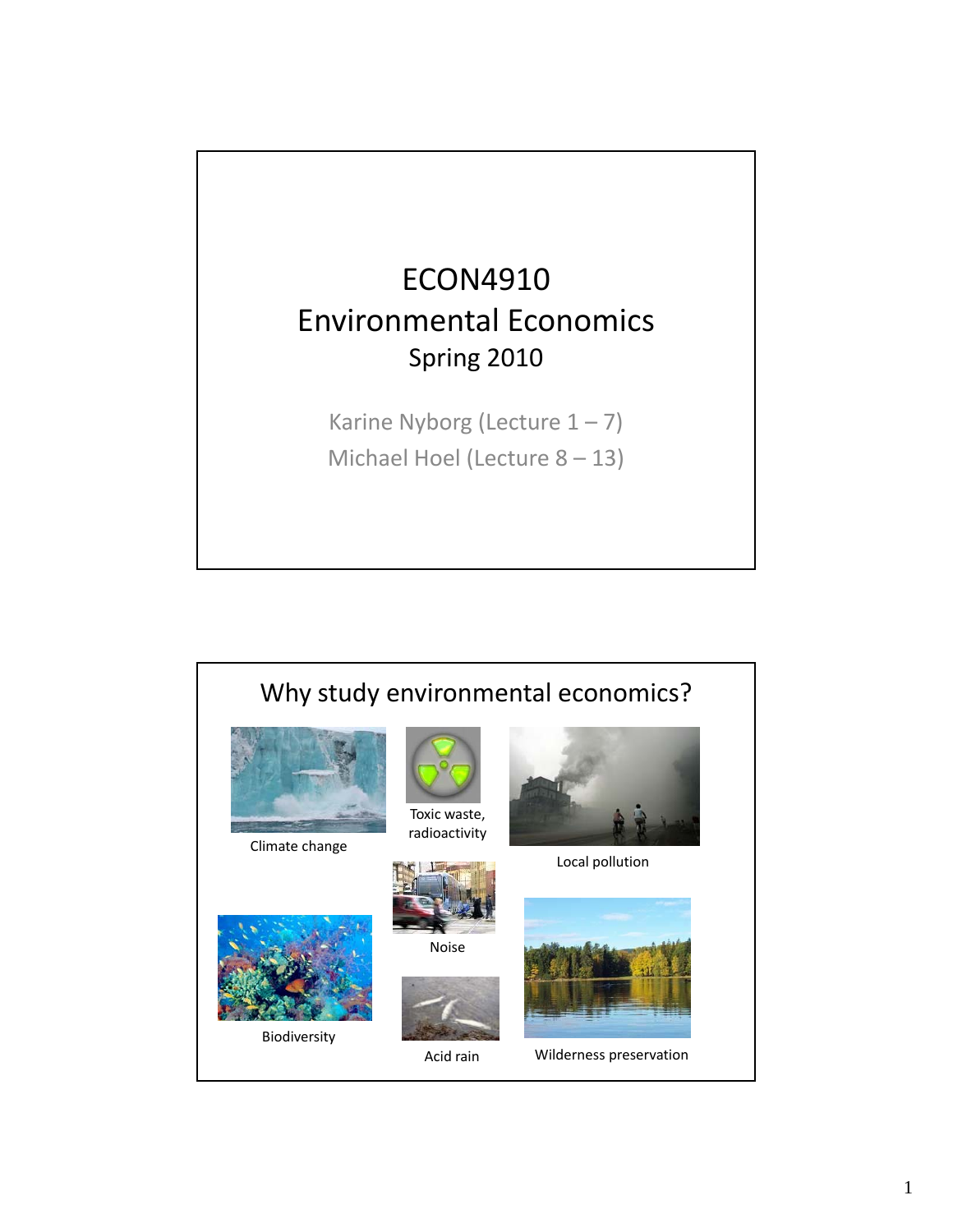# ECON4910 Environmental Economics

## Spring 2010

Karine Nyborg (Lecture 1 – 7)

Michael Hoel (Lecture 8 – 13)

---

## Why study environmental economics?

Climate change

Toxic waste, radioactivity

Local pollution

Noise

Biodiversity

Acid rain

Wilderness preservation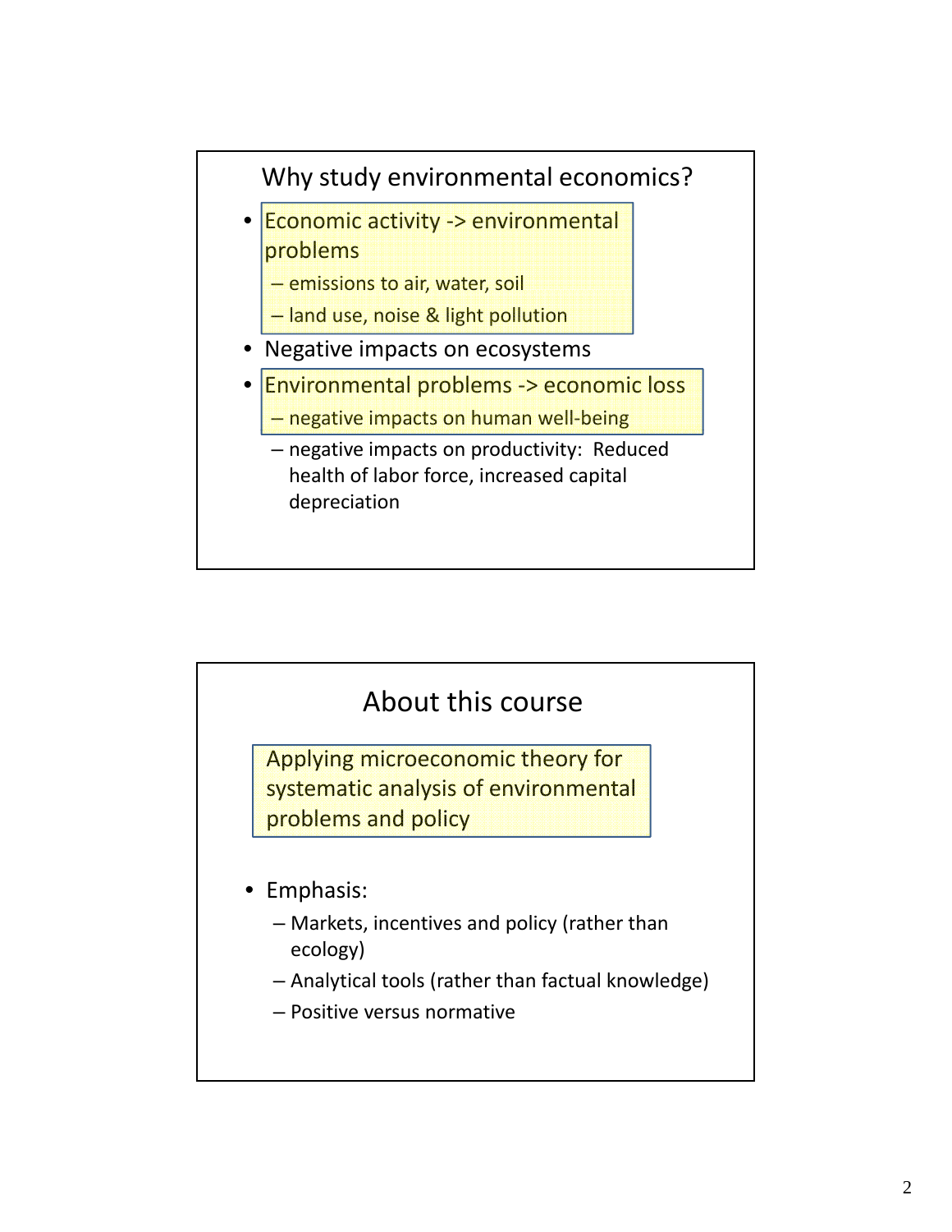## Why study environmental economics?

- Economic activity -> environmental problems
  - emissions to air, water, soil
  - land use, noise & light pollution
- Negative impacts on ecosystems
- Environmental problems -> economic loss
  - negative impacts on human well-being
  - negative impacts on productivity: Reduced health of labor force, increased capital depreciation

## About this course

Applying microeconomic theory for systematic analysis of environmental problems and policy

- Emphasis:
  - Markets, incentives and policy (rather than ecology)
  - Analytical tools (rather than factual knowledge)
  - Positive versus normative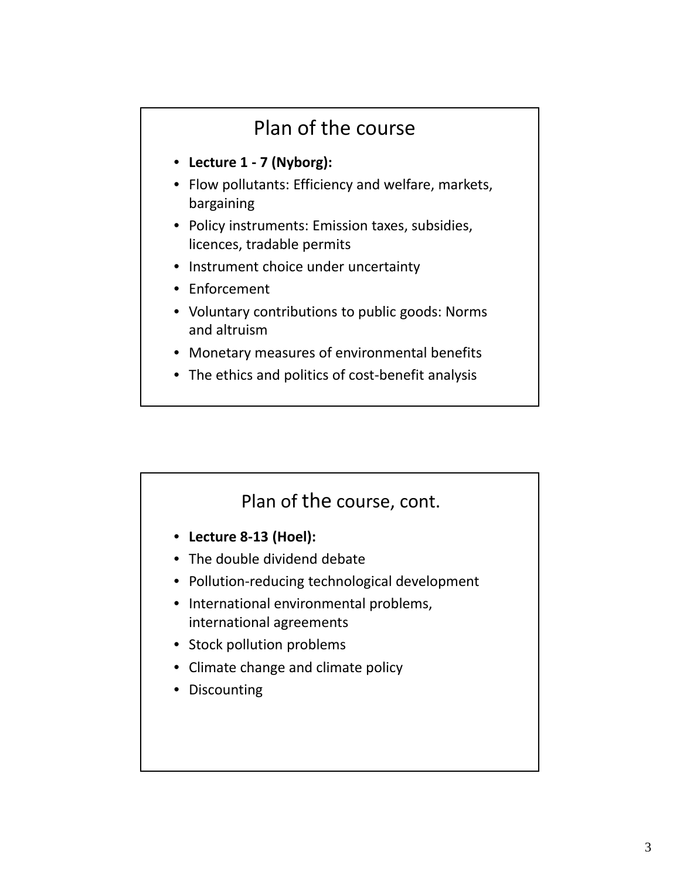## Plan of the course

- **Lecture 1 - 7 (Nyborg):**
- Flow pollutants: Efficiency and welfare, markets, bargaining
- Policy instruments: Emission taxes, subsidies, licences, tradable permits
- Instrument choice under uncertainty
- Enforcement
- Voluntary contributions to public goods: Norms and altruism
- Monetary measures of environmental benefits
- The ethics and politics of cost-benefit analysis

## Plan of the course, cont.

- **Lecture 8-13 (Hoel):**
- The double dividend debate
- Pollution-reducing technological development
- International environmental problems, international agreements
- Stock pollution problems
- Climate change and climate policy
- Discounting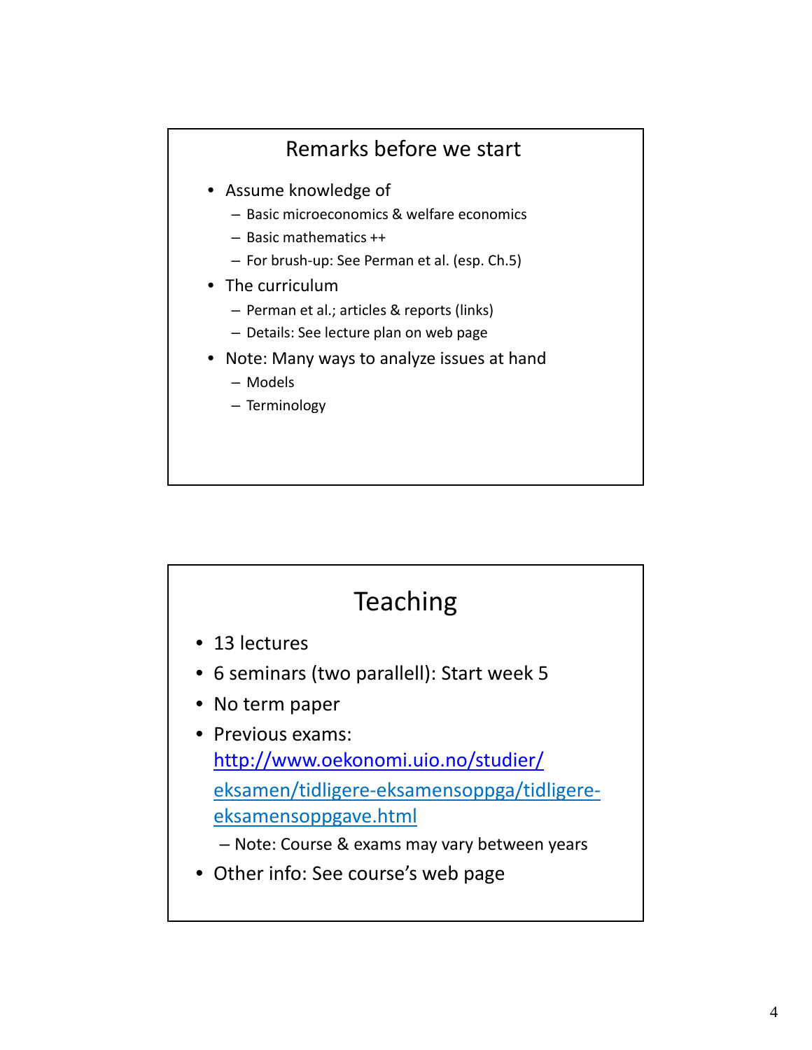## Remarks before we start

- Assume knowledge of
  - Basic microeconomics & welfare economics
  - Basic mathematics ++
  - For brush-up: See Perman et al. (esp. Ch.5)
- The curriculum
  - Perman et al.; articles & reports (links)
  - Details: See lecture plan on web page
- Note: Many ways to analyze issues at hand
  - Models
  - Terminology

## Teaching

- 13 lectures
- 6 seminars (two parallell): Start week 5
- No term paper
- Previous exams: [http://www.oekonomi.uio.no/studier/eksamen/tidligere-eksamensoppga/tidligere-eksamensoppgave.html](http://www.oekonomi.uio.no/studier/eksamen/tidligere-eksamensoppga/tidligere-eksamensoppgave.html)
  - Note: Course & exams may vary between years
- Other info: See course's web page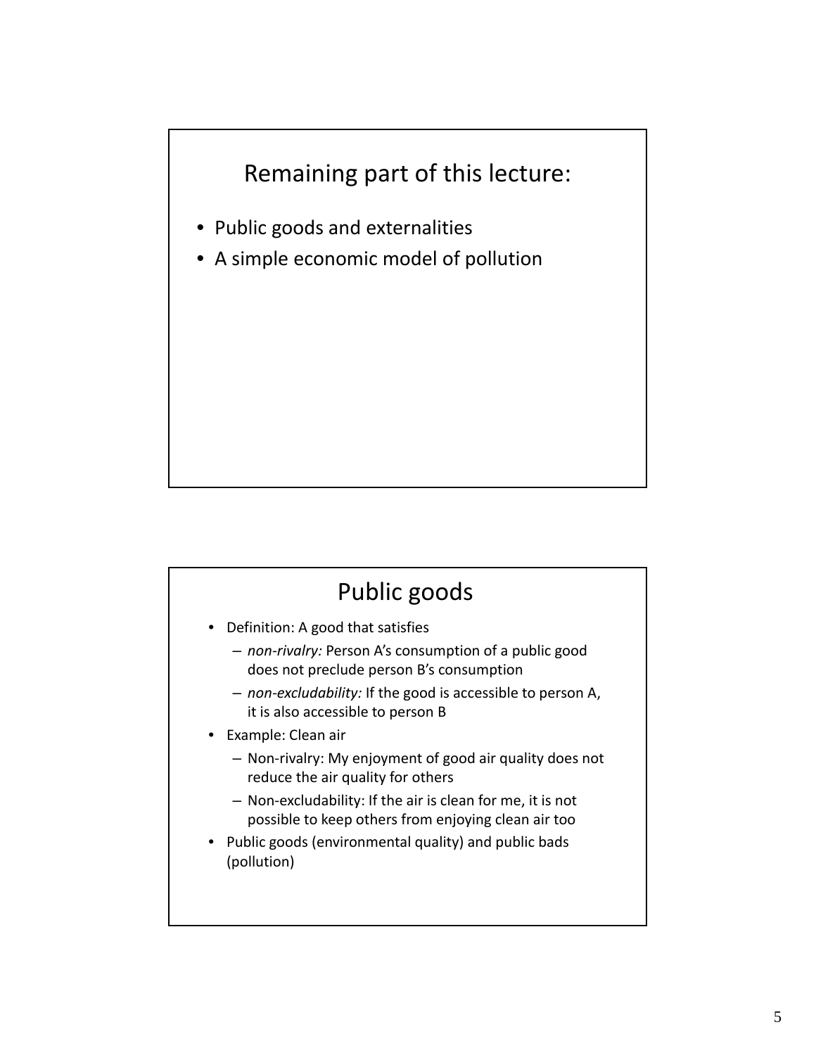## Remaining part of this lecture:

- Public goods and externalities
- A simple economic model of pollution

## Public goods

- Definition: A good that satisfies
  - *non-rivalry:* Person A's consumption of a public good does not preclude person B's consumption
  - *non-excludability:* If the good is accessible to person A, it is also accessible to person B
- Example: Clean air
  - Non-rivalry: My enjoyment of good air quality does not reduce the air quality for others
  - Non-excludability: If the air is clean for me, it is not possible to keep others from enjoying clean air too
- Public goods (environmental quality) and public bads (pollution)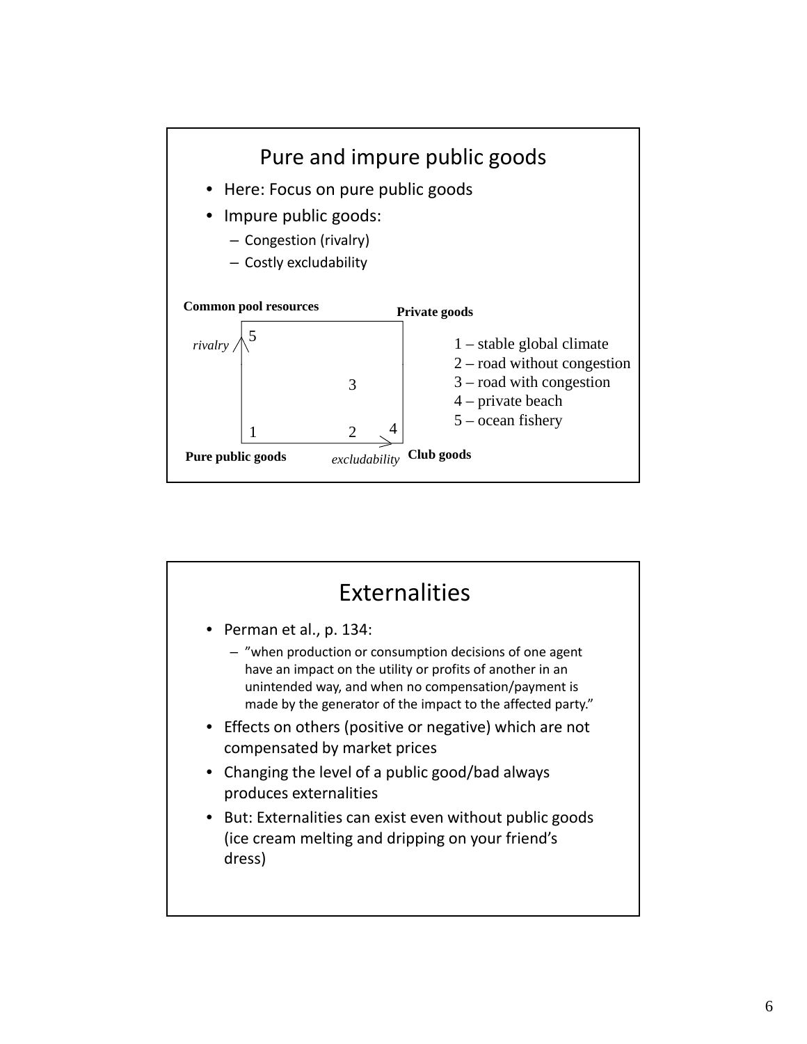## Pure and impure public goods

- Here: Focus on pure public goods
- Impure public goods:
  - Congestion (rivalry)
  - Costly excludability

**Common pool resources** | **Private goods** | **Pure public goods** | **Club goods**

*rivalry* ↑ / *excludability* →

5 (top left), 3 (middle), 1 (bottom left), 2 (bottom middle), 4 (bottom right)

1 – stable global climate
2 – road without congestion
3 – road with congestion
4 – private beach
5 – ocean fishery

## Externalities

- Perman et al., p. 134:
  - "when production or consumption decisions of one agent have an impact on the utility or profits of another in an unintended way, and when no compensation/payment is made by the generator of the impact to the affected party."
- Effects on others (positive or negative) which are not compensated by market prices
- Changing the level of a public good/bad always produces externalities
- But: Externalities can exist even without public goods (ice cream melting and dripping on your friend's dress)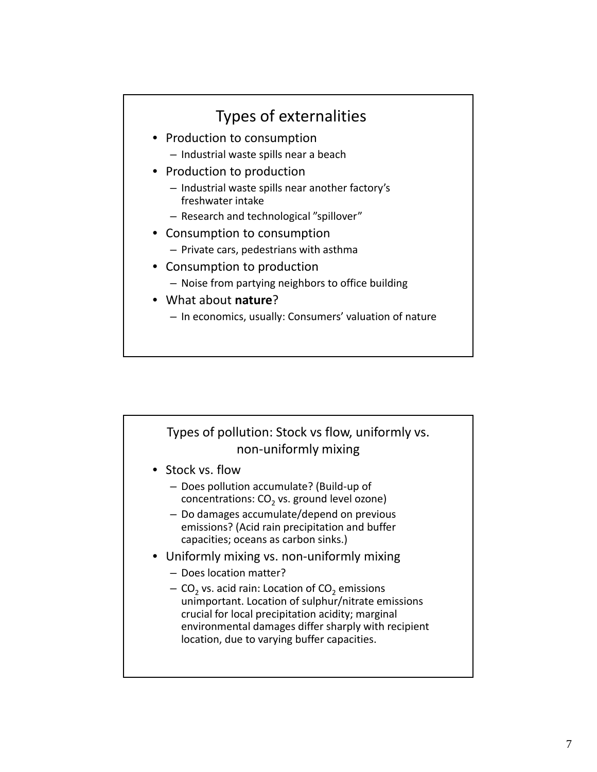## Types of externalities

- Production to consumption
  - Industrial waste spills near a beach
- Production to production
  - Industrial waste spills near another factory's freshwater intake
  - Research and technological "spillover"
- Consumption to consumption
  - Private cars, pedestrians with asthma
- Consumption to production
  - Noise from partying neighbors to office building
- What about **nature**?
  - In economics, usually: Consumers' valuation of nature

## Types of pollution: Stock vs flow, uniformly vs. non-uniformly mixing

- Stock vs. flow
  - Does pollution accumulate? (Build-up of concentrations: $CO_2$ vs. ground level ozone)
  - Do damages accumulate/depend on previous emissions? (Acid rain precipitation and buffer capacities; oceans as carbon sinks.)
- Uniformly mixing vs. non-uniformly mixing
  - Does location matter?
  - $CO_2$ vs. acid rain: Location of $CO_2$ emissions unimportant. Location of sulphur/nitrate emissions crucial for local precipitation acidity; marginal environmental damages differ sharply with recipient location, due to varying buffer capacities.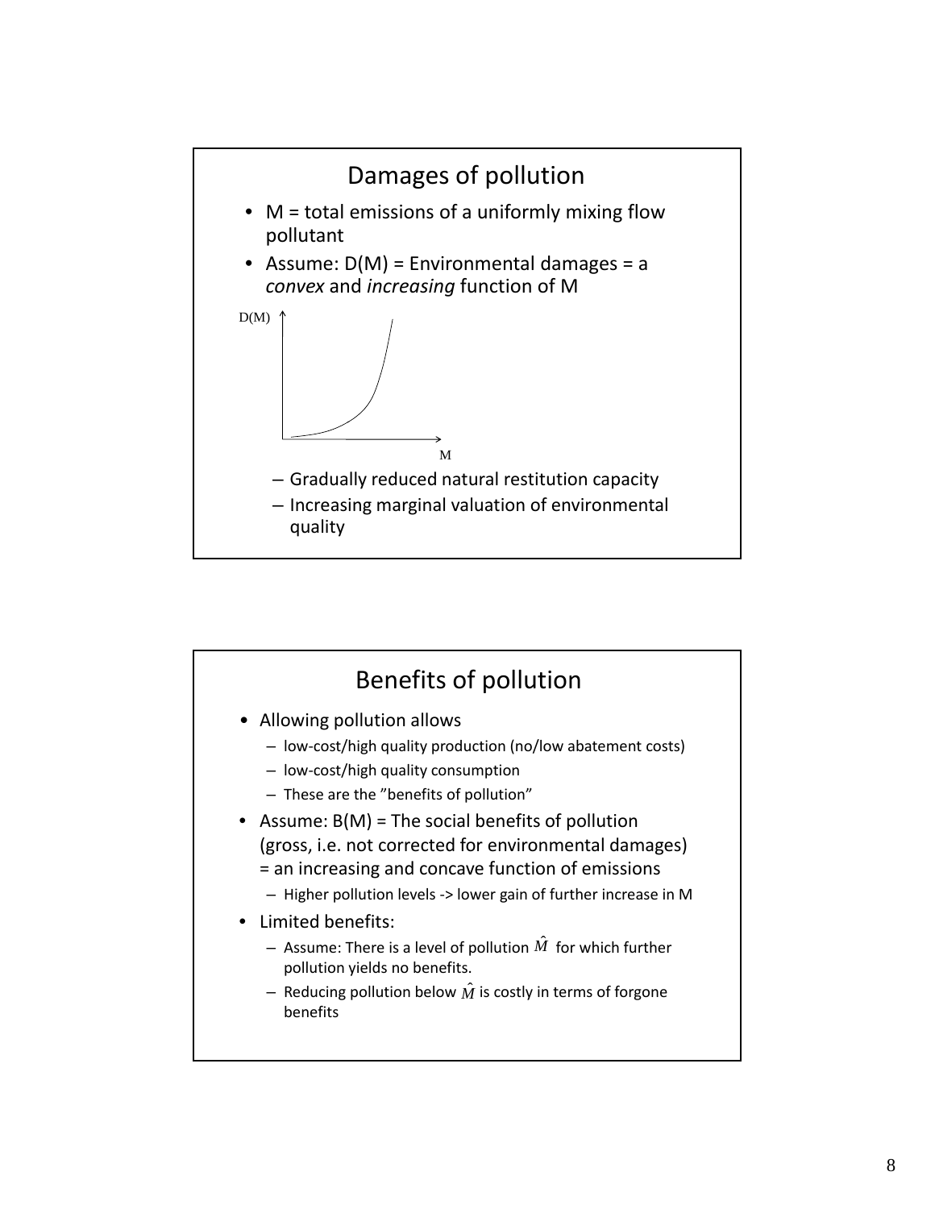## Damages of pollution

- M = total emissions of a uniformly mixing flow pollutant
- Assume: D(M) = Environmental damages = a *convex* and *increasing* function of M

D(M)

M

  – Gradually reduced natural restitution capacity
  – Increasing marginal valuation of environmental quality

## Benefits of pollution

- Allowing pollution allows
  – low-cost/high quality production (no/low abatement costs)
  – low-cost/high quality consumption
  – These are the "benefits of pollution"
- Assume: B(M) = The social benefits of pollution (gross, i.e. not corrected for environmental damages) = an increasing and concave function of emissions
  – Higher pollution levels -> lower gain of further increase in M
- Limited benefits:
  – Assume: There is a level of pollution $\hat{M}$ for which further pollution yields no benefits.
  – Reducing pollution below $\hat{M}$ is costly in terms of forgone benefits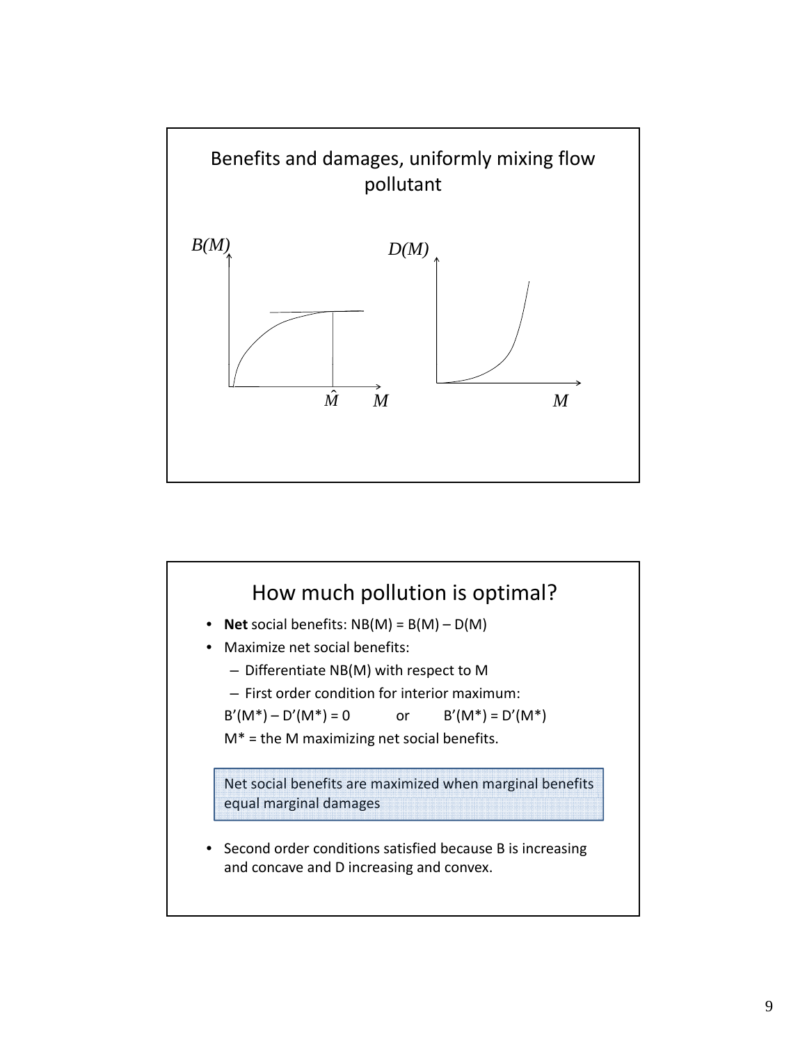## Benefits and damages, uniformly mixing flow pollutant

$B(M)$ $\hat{M}$ $M$

$D(M)$ $M$

## How much pollution is optimal?

- **Net** social benefits: NB(M) = B(M) – D(M)
- Maximize net social benefits:
  - Differentiate NB(M) with respect to M
  - First order condition for interior maximum:

  $B'(M^*) - D'(M^*) = 0$ or $B'(M^*) = D'(M^*)$

  M* = the M maximizing net social benefits.

> Net social benefits are maximized when marginal benefits equal marginal damages

- Second order conditions satisfied because B is increasing and concave and D increasing and convex.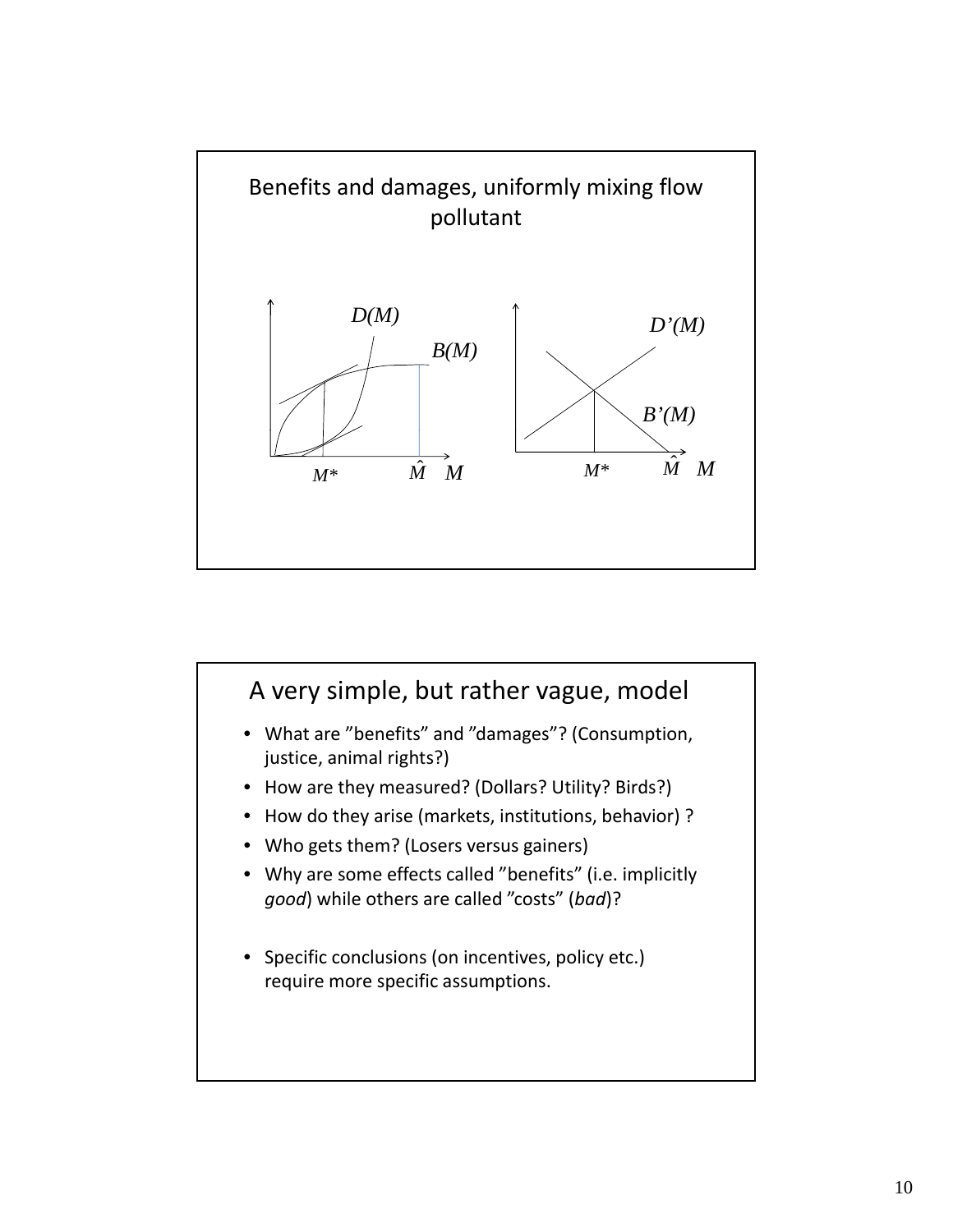## Benefits and damages, uniformly mixing flow pollutant

$D(M)$ $B(M)$ $D'(M)$ $B'(M)$

$M^*$ $\hat{M}$ $M$ $M^*$ $\hat{M}$ $M$

## A very simple, but rather vague, model

- What are ”benefits” and ”damages”? (Consumption, justice, animal rights?)
- How are they measured? (Dollars? Utility? Birds?)
- How do they arise (markets, institutions, behavior) ?
- Who gets them? (Losers versus gainers)
- Why are some effects called ”benefits” (i.e. implicitly *good*) while others are called ”costs” (*bad*)?

- Specific conclusions (on incentives, policy etc.) require more specific assumptions.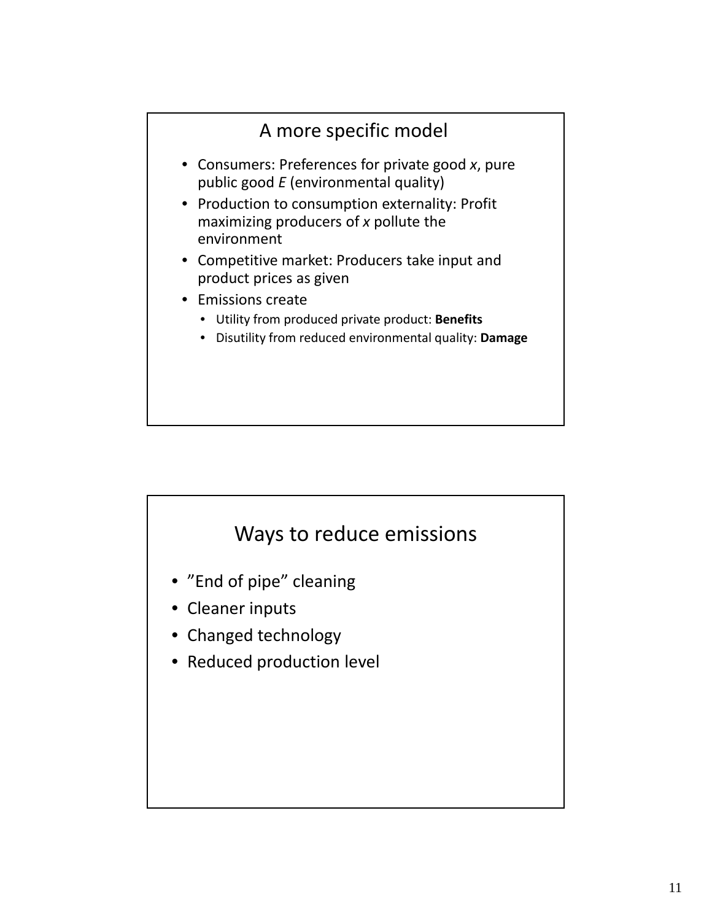## A more specific model

- Consumers: Preferences for private good *x*, pure public good *E* (environmental quality)
- Production to consumption externality: Profit maximizing producers of *x* pollute the environment
- Competitive market: Producers take input and product prices as given
- Emissions create
  - Utility from produced private product: **Benefits**
  - Disutility from reduced environmental quality: **Damage**

## Ways to reduce emissions

- ”End of pipe” cleaning
- Cleaner inputs
- Changed technology
- Reduced production level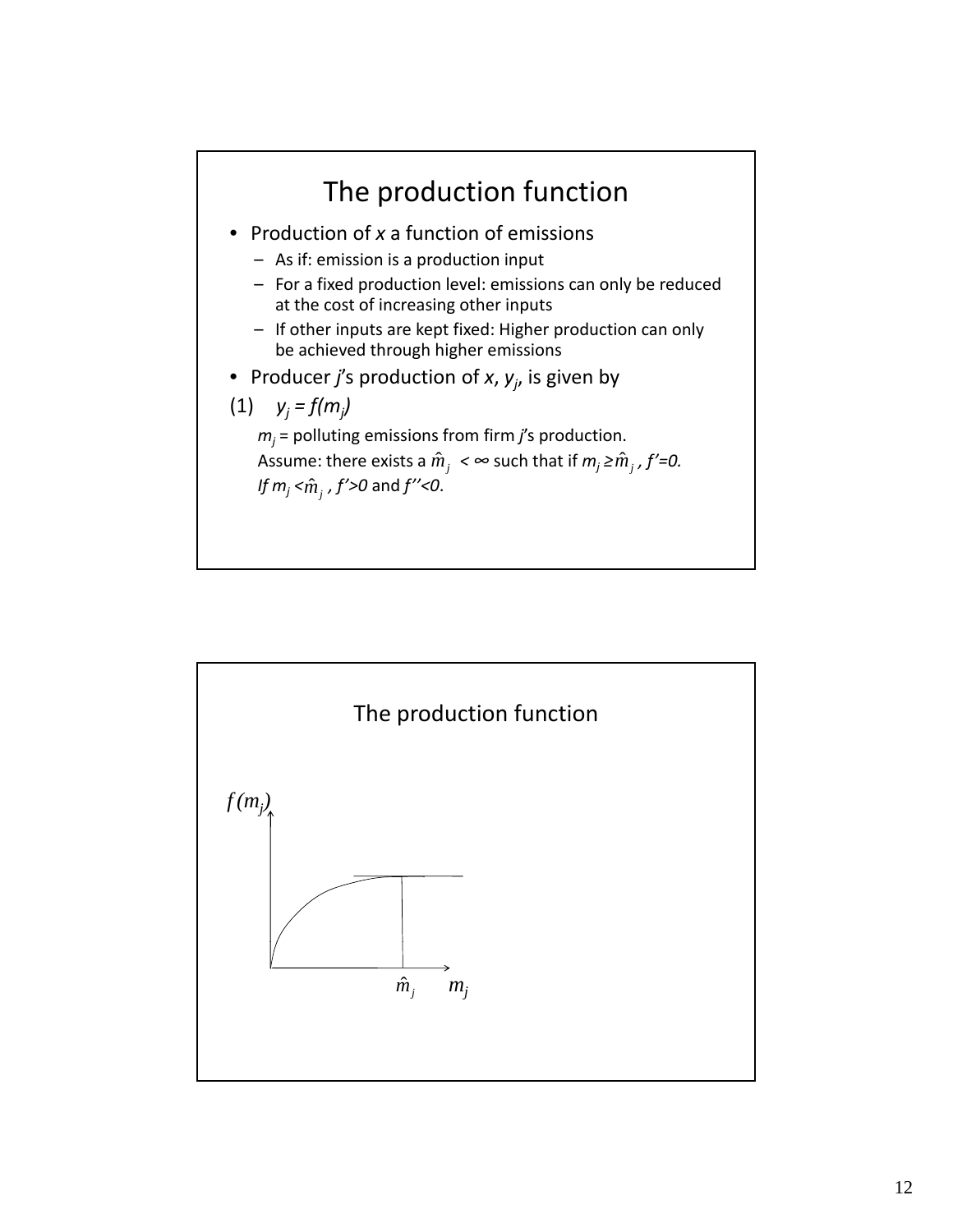# The production function

- Production of *x* a function of emissions
  - As if: emission is a production input
  - For a fixed production level: emissions can only be reduced at the cost of increasing other inputs
  - If other inputs are kept fixed: Higher production can only be achieved through higher emissions
- Producer *j*'s production of *x*, $y_j$, is given by

(1) $y_j = f(m_j)$

$m_j$ = polluting emissions from firm *j*'s production.
Assume: there exists a $\hat{m}_j < \infty$ such that if $m_j \geq \hat{m}_j$, $f'=0$.
If $m_j < \hat{m}_j$, $f'>0$ and $f''<0$.

# The production function

$f(m_j)$

$\hat{m}_j$ $m_j$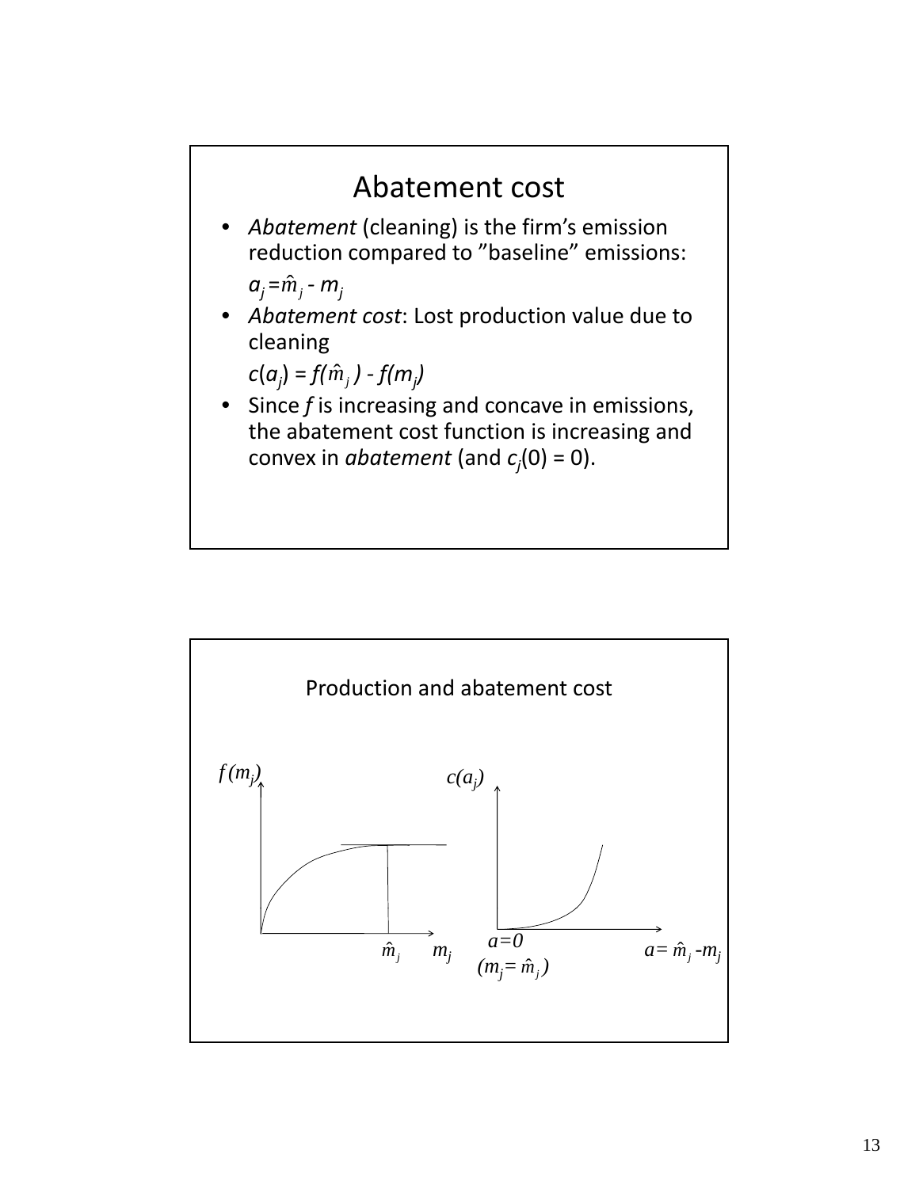# Abatement cost

- *Abatement* (cleaning) is the firm's emission reduction compared to "baseline" emissions:

  $a_j = \hat{m}_j - m_j$

- *Abatement cost*: Lost production value due to cleaning

  $c(a_j) = f(\hat{m}_j) - f(m_j)$

- Since *f* is increasing and concave in emissions, the abatement cost function is increasing and convex in *abatement* (and $c_j(0) = 0$).

## Production and abatement cost

$f(m_j)$

$\hat{m}_j$ $m_j$

$c(a_j)$

$a=0$

$(m_j = \hat{m}_j)$

$a = \hat{m}_j - m_j$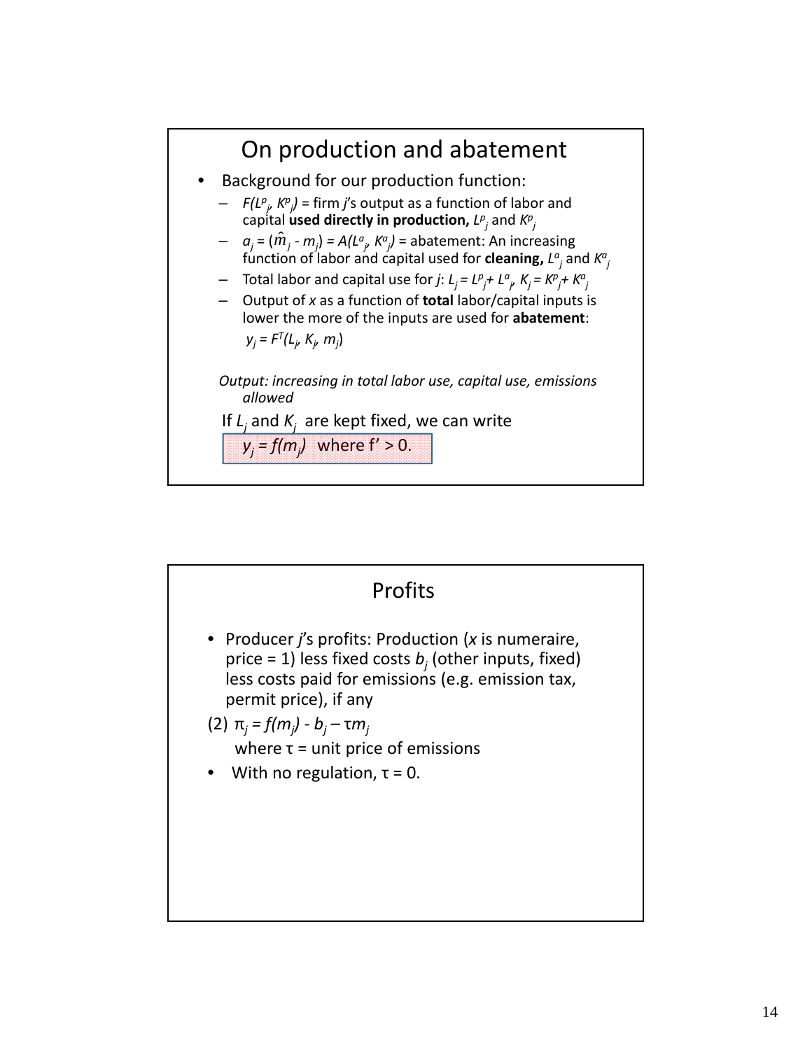## On production and abatement

- Background for our production function:
  - $F(L^p_j, K^p_j)$ = firm *j*'s output as a function of labor and capital **used directly in production,** $L^p_j$ and $K^p_j$
  - $a_j = (\hat{m}_j - m_j) = A(L^a_j, K^a_j)$ = abatement: An increasing function of labor and capital used for **cleaning,** $L^a_j$ and $K^a_j$
  - Total labor and capital use for *j*: $L_j = L^p_j + L^a_j$, $K_j = K^p_j + K^a_j$
  - Output of *x* as a function of **total** labor/capital inputs is lower the more of the inputs are used for **abatement**: $y_j = F^T(L_j, K_j, m_j)$

*Output: increasing in total labor use, capital use, emissions allowed*

If $L_j$ and $K_j$ are kept fixed, we can write

$y_j = f(m_j)$ where $f' > 0$.

## Profits

- Producer *j*'s profits: Production (*x* is numeraire, price = 1) less fixed costs $b_j$ (other inputs, fixed) less costs paid for emissions (e.g. emission tax, permit price), if any

(2) $\pi_j = f(m_j) - b_j - \tau m_j$

where $\tau$ = unit price of emissions

- With no regulation, $\tau = 0$.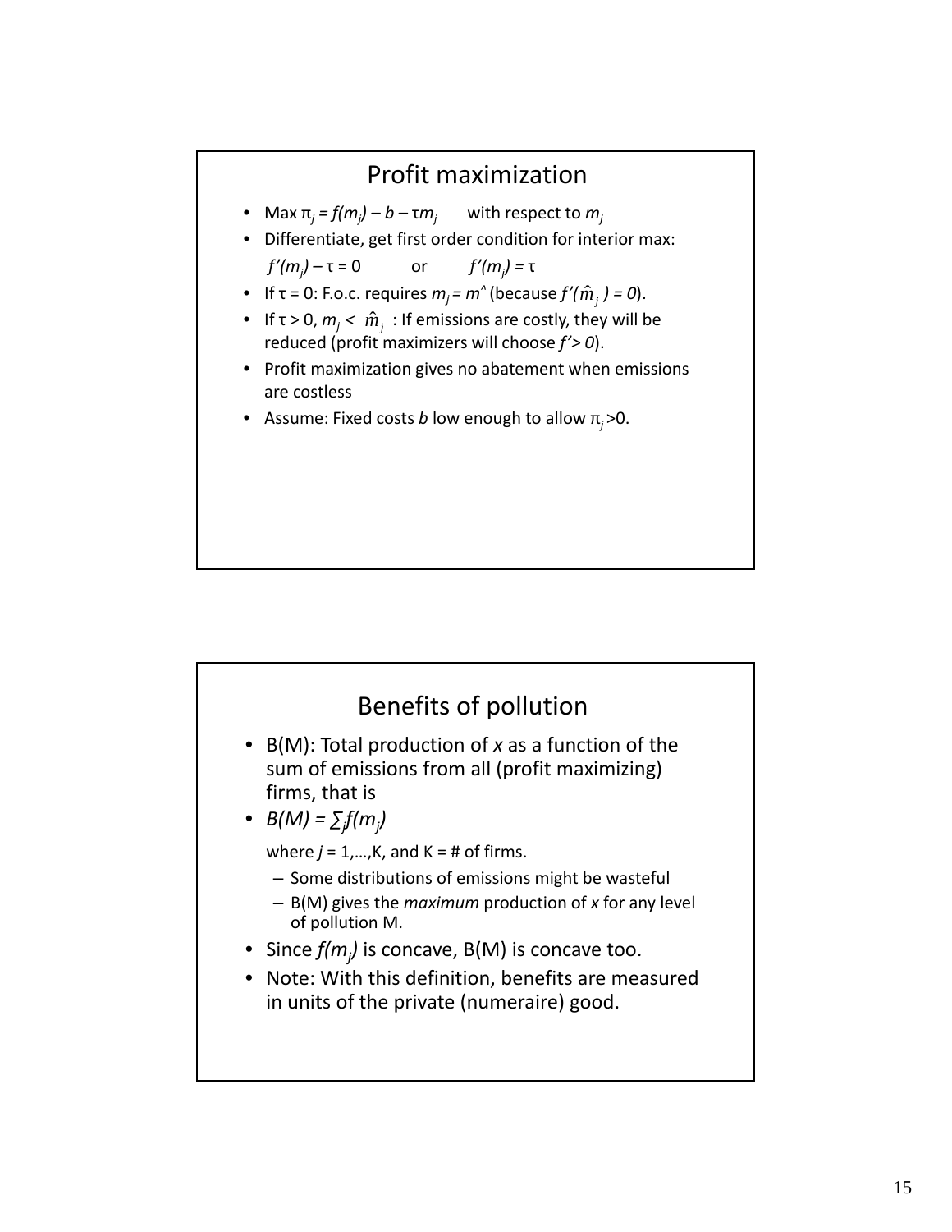## Profit maximization

- Max $\pi_j = f(m_j) - b - \tau m_j$ with respect to $m_j$
- Differentiate, get first order condition for interior max:

  $f'(m_j) - \tau = 0$ or $f'(m_j) = \tau$
- If $\tau = 0$: F.o.c. requires $m_j = m^\wedge$ (because $f'(\hat{m}_j) = 0$).
- If $\tau > 0$, $m_j < \hat{m}_j$ : If emissions are costly, they will be reduced (profit maximizers will choose $f' > 0$).
- Profit maximization gives no abatement when emissions are costless
- Assume: Fixed costs $b$ low enough to allow $\pi_j > 0$.

## Benefits of pollution

- B(M): Total production of *x* as a function of the sum of emissions from all (profit maximizing) firms, that is
- $B(M) = \sum_j f(m_j)$

  where $j = 1,\ldots,K$, and K = # of firms.
  - Some distributions of emissions might be wasteful
  - B(M) gives the *maximum* production of *x* for any level of pollution M.
- Since $f(m_j)$ is concave, B(M) is concave too.
- Note: With this definition, benefits are measured in units of the private (numeraire) good.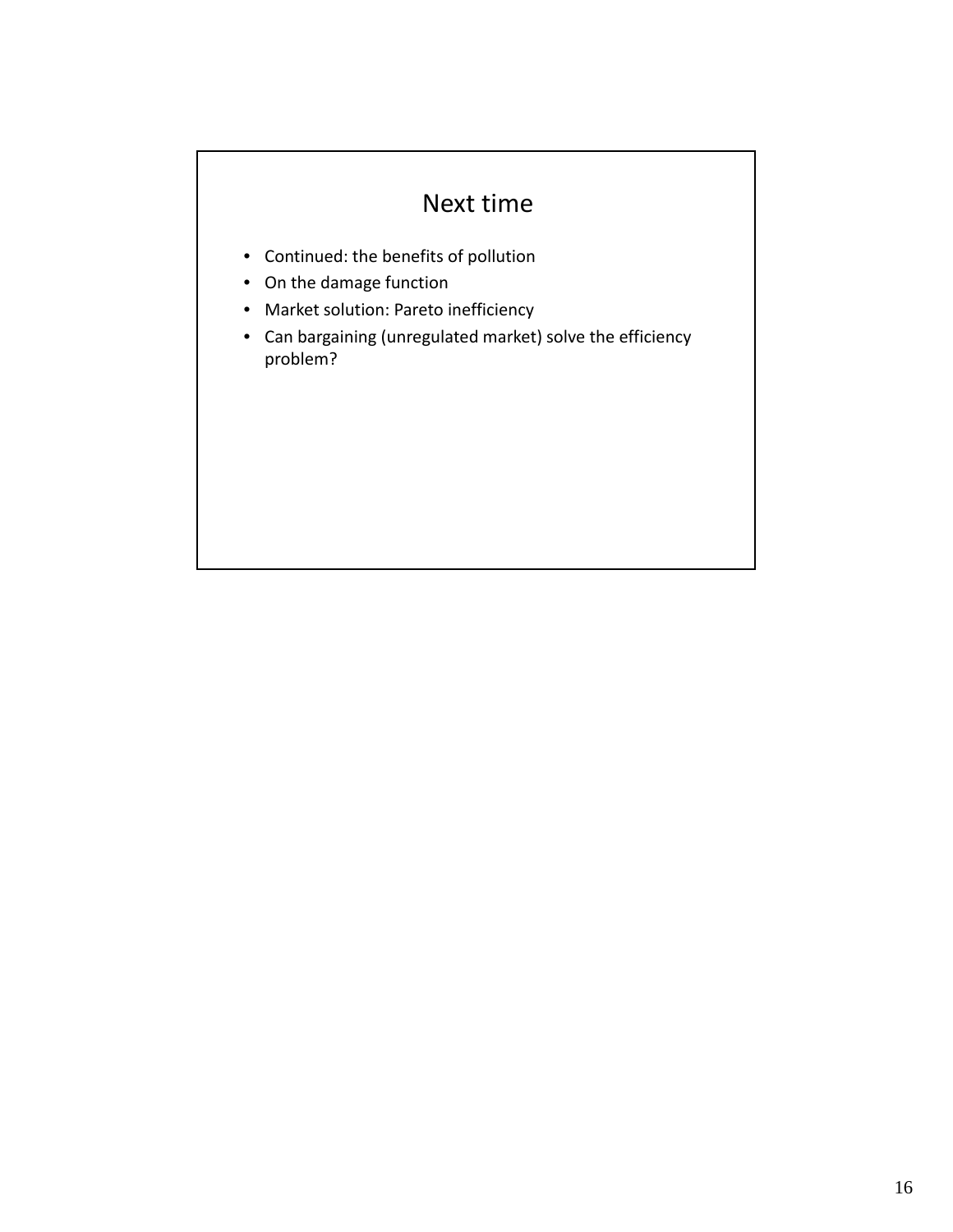## Next time

- Continued: the benefits of pollution
- On the damage function
- Market solution: Pareto inefficiency
- Can bargaining (unregulated market) solve the efficiency problem?